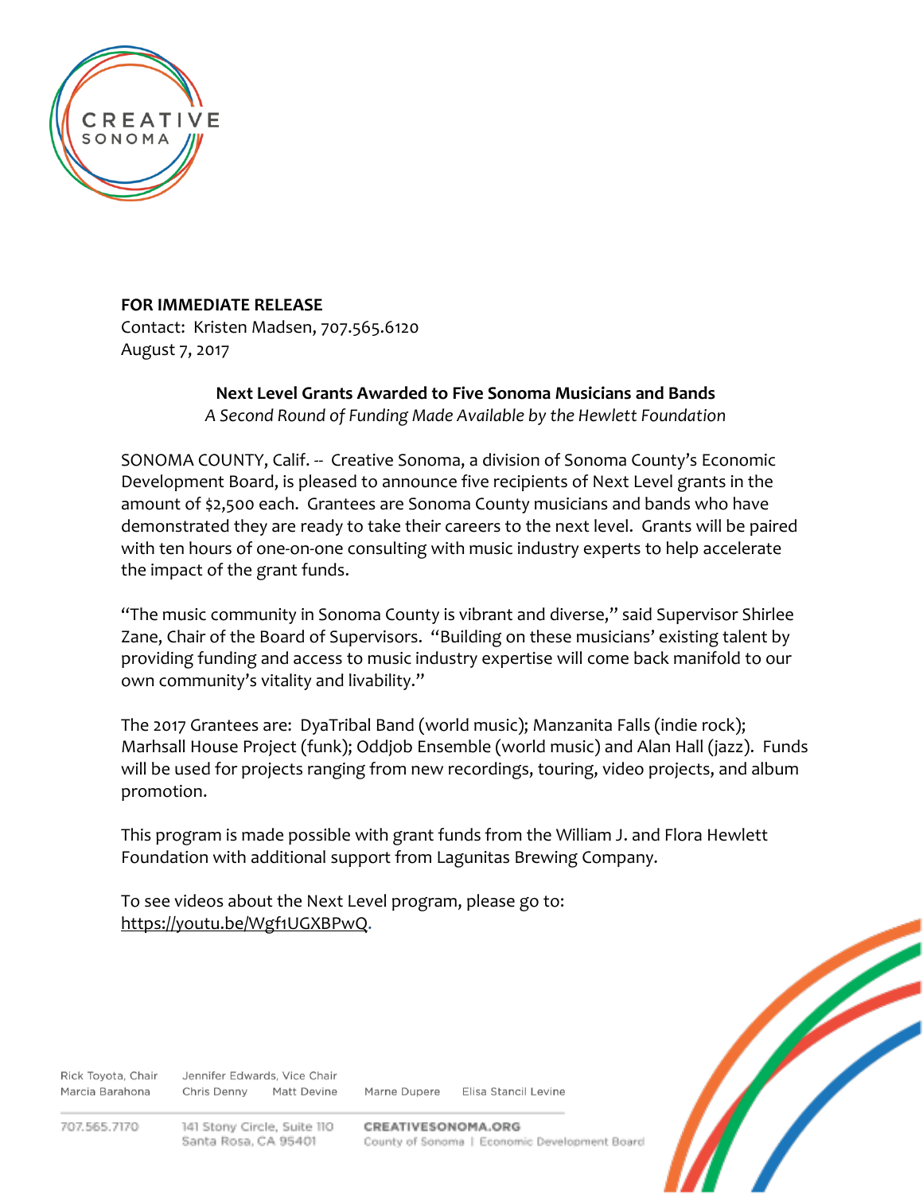**FOR IMMEDIATE RELEASE**
Contact: Kristen Madsen, 707.565.6120
August 7, 2017

**Next Level Grants Awarded to Five Sonoma Musicians and Bands**
*A Second Round of Funding Made Available by the Hewlett Foundation*

SONOMA COUNTY, Calif. -- Creative Sonoma, a division of Sonoma County's Economic Development Board, is pleased to announce five recipients of Next Level grants in the amount of $2,500 each. Grantees are Sonoma County musicians and bands who have demonstrated they are ready to take their careers to the next level. Grants will be paired with ten hours of one-on-one consulting with music industry experts to help accelerate the impact of the grant funds.

"The music community in Sonoma County is vibrant and diverse," said Supervisor Shirlee Zane, Chair of the Board of Supervisors. "Building on these musicians' existing talent by providing funding and access to music industry expertise will come back manifold to our own community's vitality and livability."

The 2017 Grantees are: DyaTribal Band (world music); Manzanita Falls (indie rock); Marhsall House Project (funk); Oddjob Ensemble (world music) and Alan Hall (jazz). Funds will be used for projects ranging from new recordings, touring, video projects, and album promotion.

This program is made possible with grant funds from the William J. and Flora Hewlett Foundation with additional support from Lagunitas Brewing Company.

To see videos about the Next Level program, please go to:
https://youtu.be/Wgf1UGXBPwQ.

Rick Toyota, Chair | Jennifer Edwards, Vice Chair
Marcia Barahona | Chris Denny | Matt Devine | Marne Dupere | Elisa Stancil Levine

707.565.7170 | 141 Stony Circle, Suite 110, Santa Rosa, CA 95401 | CREATIVESONOMA.ORG | County of Sonoma | Economic Development Board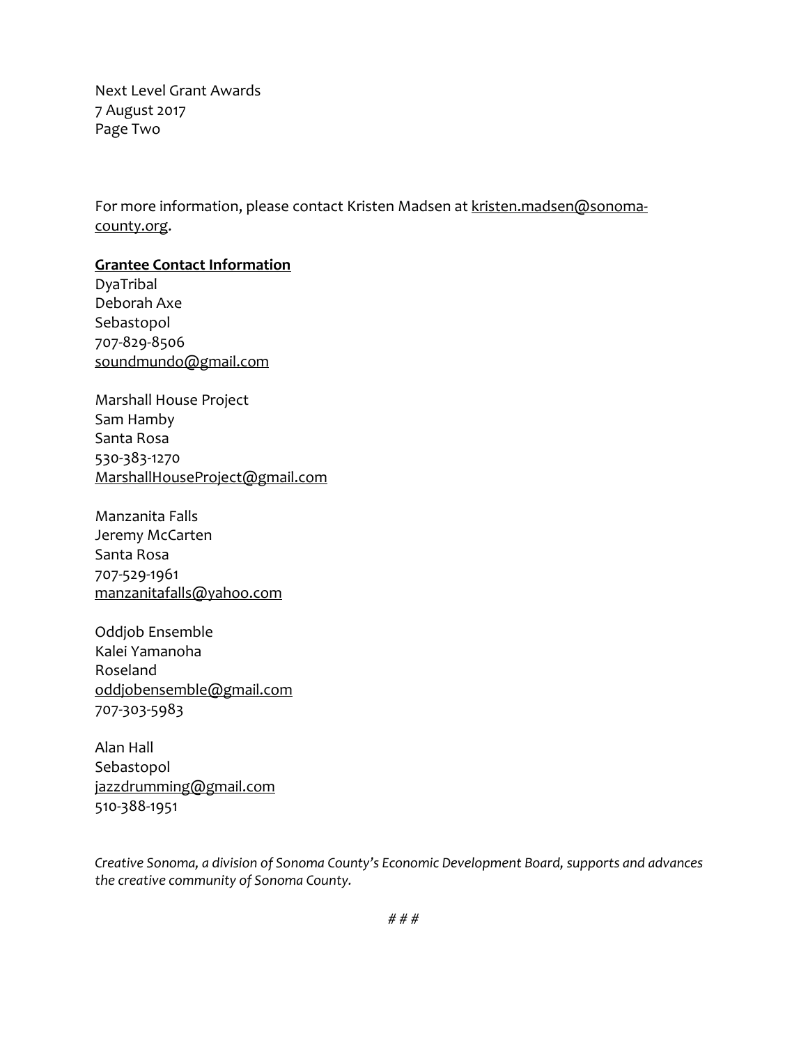For more information, please contact Kristen Madsen at kristen.madsen@sonoma-county.org.

**Grantee Contact Information**

DyaTribal
Deborah Axe
Sebastopol
707-829-8506
soundmundo@gmail.com

Marshall House Project
Sam Hamby
Santa Rosa
530-383-1270
MarshallHouseProject@gmail.com

Manzanita Falls
Jeremy McCarten
Santa Rosa
707-529-1961
manzanitafalls@yahoo.com

Oddjob Ensemble
Kalei Yamanoha
Roseland
oddjobensemble@gmail.com
707-303-5983

Alan Hall
Sebastopol
jazzdrumming@gmail.com
510-388-1951

*Creative Sonoma, a division of Sonoma County's Economic Development Board, supports and advances the creative community of Sonoma County.*

# # #